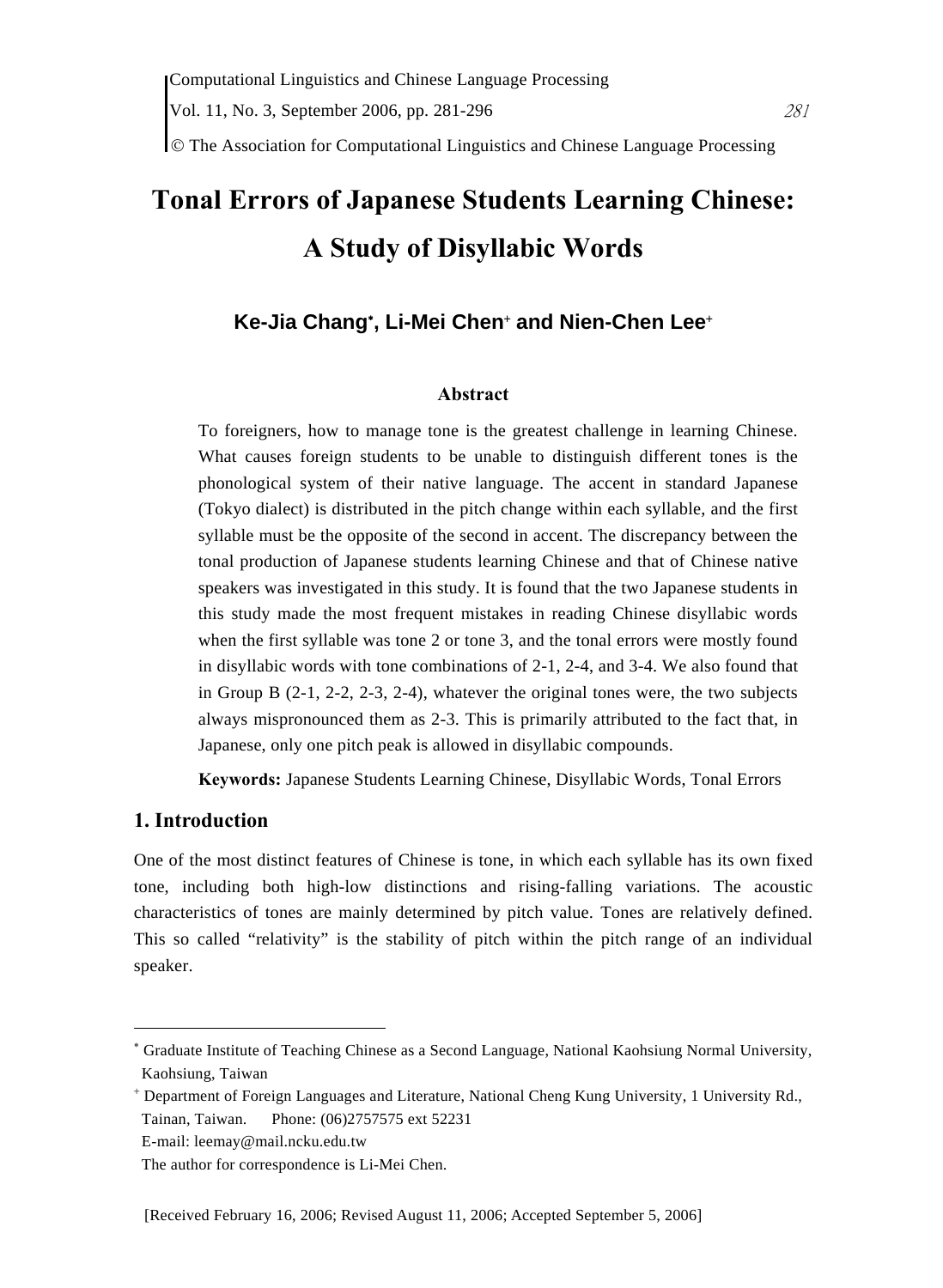# Tonal Errors of Japanese Students Learning Chinese: A Study of Disyllabic Words

**Ke-Jia Chang[*], Li-Mei Chen[+] and Nien-Chen Lee[+]**

### Abstract

To foreigners, how to manage tone is the greatest challenge in learning Chinese. What causes foreign students to be unable to distinguish different tones is the phonological system of their native language. The accent in standard Japanese (Tokyo dialect) is distributed in the pitch change within each syllable, and the first syllable must be the opposite of the second in accent. The discrepancy between the tonal production of Japanese students learning Chinese and that of Chinese native speakers was investigated in this study. It is found that the two Japanese students in this study made the most frequent mistakes in reading Chinese disyllabic words when the first syllable was tone 2 or tone 3, and the tonal errors were mostly found in disyllabic words with tone combinations of 2-1, 2-4, and 3-4. We also found that in Group B (2-1, 2-2, 2-3, 2-4), whatever the original tones were, the two subjects always mispronounced them as 2-3. This is primarily attributed to the fact that, in Japanese, only one pitch peak is allowed in disyllabic compounds.

**Keywords:** Japanese Students Learning Chinese, Disyllabic Words, Tonal Errors

## 1. Introduction

One of the most distinct features of Chinese is tone, in which each syllable has its own fixed tone, including both high-low distinctions and rising-falling variations. The acoustic characteristics of tones are mainly determined by pitch value. Tones are relatively defined. This so called "relativity" is the stability of pitch within the pitch range of an individual speaker.

---

[*] Graduate Institute of Teaching Chinese as a Second Language, National Kaohsiung Normal University, Kaohsiung, Taiwan

[+] Department of Foreign Languages and Literature, National Cheng Kung University, 1 University Rd., Tainan, Taiwan. Phone: (06)2757575 ext 52231
E-mail: leemay@mail.ncku.edu.tw
The author for correspondence is Li-Mei Chen.

[Received February 16, 2006; Revised August 11, 2006; Accepted September 5, 2006]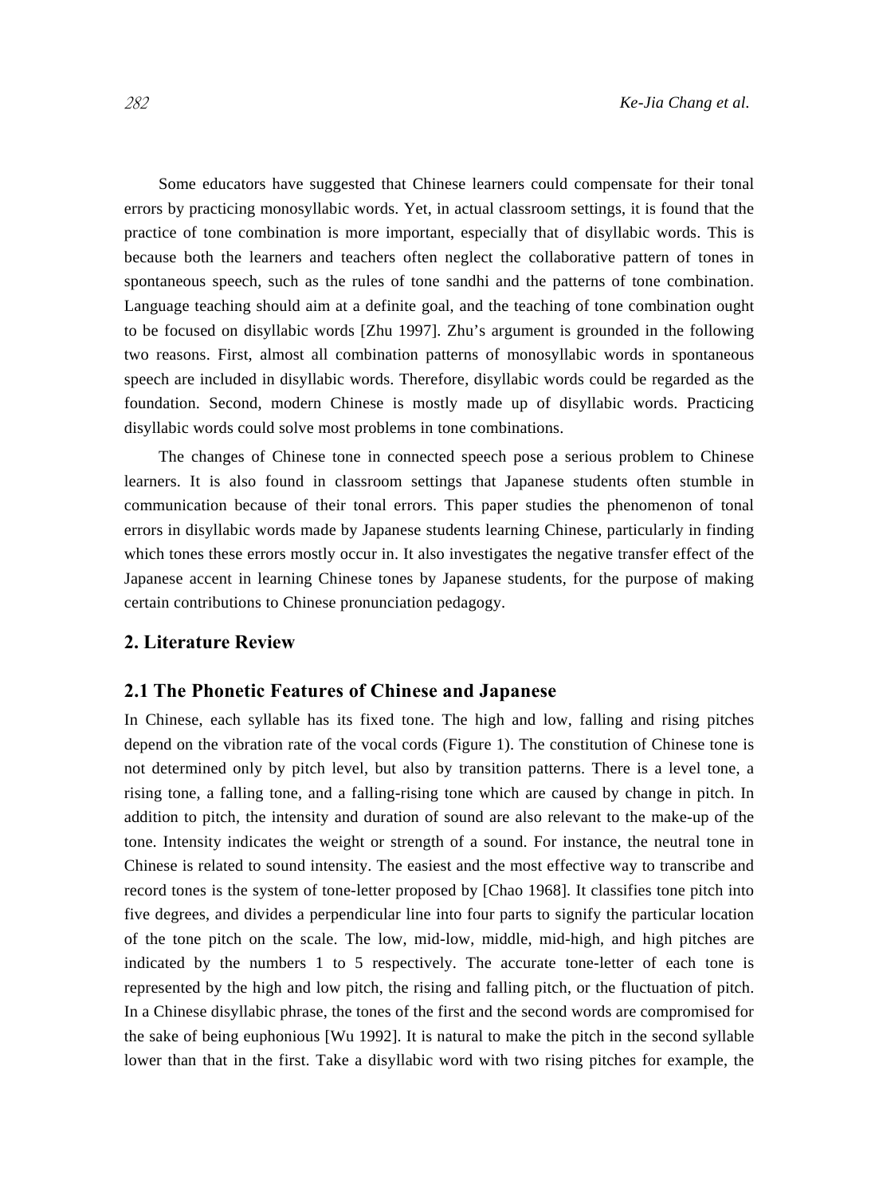Some educators have suggested that Chinese learners could compensate for their tonal errors by practicing monosyllabic words. Yet, in actual classroom settings, it is found that the practice of tone combination is more important, especially that of disyllabic words. This is because both the learners and teachers often neglect the collaborative pattern of tones in spontaneous speech, such as the rules of tone sandhi and the patterns of tone combination. Language teaching should aim at a definite goal, and the teaching of tone combination ought to be focused on disyllabic words [Zhu 1997]. Zhu's argument is grounded in the following two reasons. First, almost all combination patterns of monosyllabic words in spontaneous speech are included in disyllabic words. Therefore, disyllabic words could be regarded as the foundation. Second, modern Chinese is mostly made up of disyllabic words. Practicing disyllabic words could solve most problems in tone combinations.

The changes of Chinese tone in connected speech pose a serious problem to Chinese learners. It is also found in classroom settings that Japanese students often stumble in communication because of their tonal errors. This paper studies the phenomenon of tonal errors in disyllabic words made by Japanese students learning Chinese, particularly in finding which tones these errors mostly occur in. It also investigates the negative transfer effect of the Japanese accent in learning Chinese tones by Japanese students, for the purpose of making certain contributions to Chinese pronunciation pedagogy.

## 2. Literature Review

### 2.1 The Phonetic Features of Chinese and Japanese

In Chinese, each syllable has its fixed tone. The high and low, falling and rising pitches depend on the vibration rate of the vocal cords (Figure 1). The constitution of Chinese tone is not determined only by pitch level, but also by transition patterns. There is a level tone, a rising tone, a falling tone, and a falling-rising tone which are caused by change in pitch. In addition to pitch, the intensity and duration of sound are also relevant to the make-up of the tone. Intensity indicates the weight or strength of a sound. For instance, the neutral tone in Chinese is related to sound intensity. The easiest and the most effective way to transcribe and record tones is the system of tone-letter proposed by [Chao 1968]. It classifies tone pitch into five degrees, and divides a perpendicular line into four parts to signify the particular location of the tone pitch on the scale. The low, mid-low, middle, mid-high, and high pitches are indicated by the numbers 1 to 5 respectively. The accurate tone-letter of each tone is represented by the high and low pitch, the rising and falling pitch, or the fluctuation of pitch. In a Chinese disyllabic phrase, the tones of the first and the second words are compromised for the sake of being euphonious [Wu 1992]. It is natural to make the pitch in the second syllable lower than that in the first. Take a disyllabic word with two rising pitches for example, the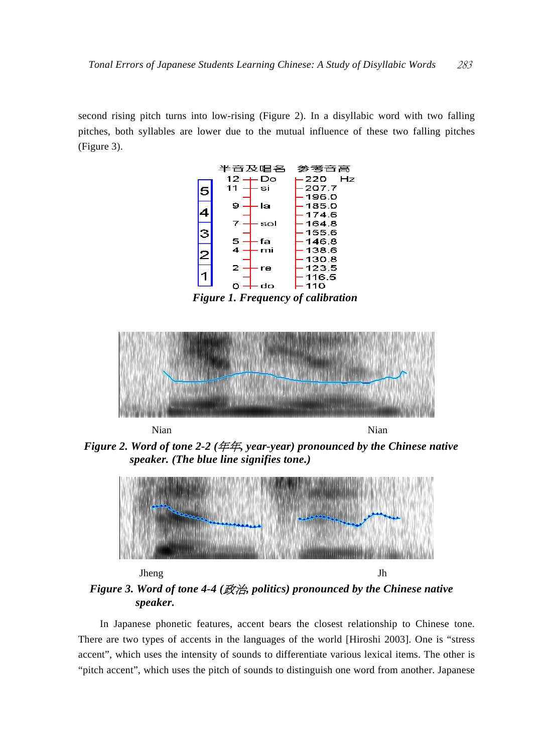second rising pitch turns into low-rising (Figure 2). In a disyllabic word with two falling pitches, both syllables are lower due to the mutual influence of these two falling pitches (Figure 3).

**Figure 1. Frequency of calibration**

Nian Nian

***Figure 2. Word of tone 2-2 (年年, year-year) pronounced by the Chinese native speaker. (The blue line signifies tone.)***

Jheng Jh

***Figure 3. Word of tone 4-4 (政治, politics) pronounced by the Chinese native speaker.***

In Japanese phonetic features, accent bears the closest relationship to Chinese tone. There are two types of accents in the languages of the world [Hiroshi 2003]. One is "stress accent", which uses the intensity of sounds to differentiate various lexical items. The other is "pitch accent", which uses the pitch of sounds to distinguish one word from another. Japanese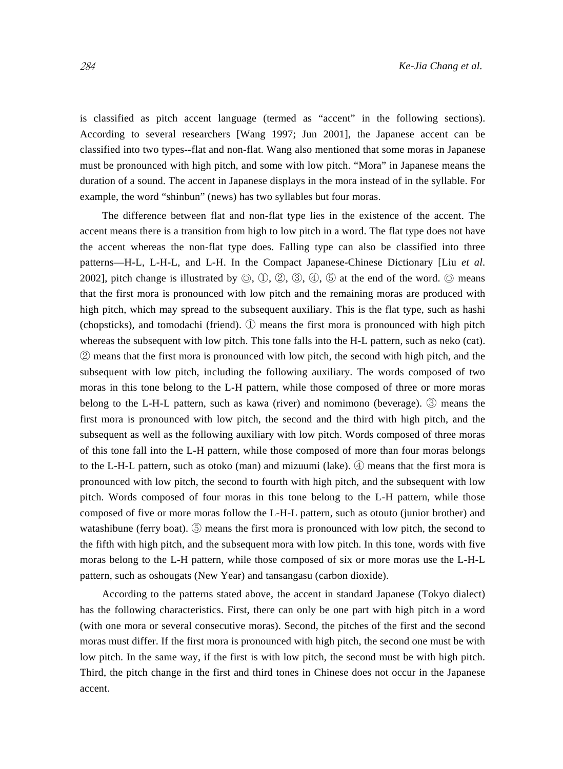is classified as pitch accent language (termed as "accent" in the following sections). According to several researchers [Wang 1997; Jun 2001], the Japanese accent can be classified into two types--flat and non-flat. Wang also mentioned that some moras in Japanese must be pronounced with high pitch, and some with low pitch. "Mora" in Japanese means the duration of a sound. The accent in Japanese displays in the mora instead of in the syllable. For example, the word "shinbun" (news) has two syllables but four moras.

The difference between flat and non-flat type lies in the existence of the accent. The accent means there is a transition from high to low pitch in a word. The flat type does not have the accent whereas the non-flat type does. Falling type can also be classified into three patterns—H-L, L-H-L, and L-H. In the Compact Japanese-Chinese Dictionary [Liu *et al*. 2002], pitch change is illustrated by ◎, ①, ②, ③, ④, ⑤ at the end of the word. ◎ means that the first mora is pronounced with low pitch and the remaining moras are produced with high pitch, which may spread to the subsequent auxiliary. This is the flat type, such as hashi (chopsticks), and tomodachi (friend). ① means the first mora is pronounced with high pitch whereas the subsequent with low pitch. This tone falls into the H-L pattern, such as neko (cat). ② means that the first mora is pronounced with low pitch, the second with high pitch, and the subsequent with low pitch, including the following auxiliary. The words composed of two moras in this tone belong to the L-H pattern, while those composed of three or more moras belong to the L-H-L pattern, such as kawa (river) and nomimono (beverage). ③ means the first mora is pronounced with low pitch, the second and the third with high pitch, and the subsequent as well as the following auxiliary with low pitch. Words composed of three moras of this tone fall into the L-H pattern, while those composed of more than four moras belongs to the L-H-L pattern, such as otoko (man) and mizuumi (lake). ④ means that the first mora is pronounced with low pitch, the second to fourth with high pitch, and the subsequent with low pitch. Words composed of four moras in this tone belong to the L-H pattern, while those composed of five or more moras follow the L-H-L pattern, such as otouto (junior brother) and watashibune (ferry boat). ⑤ means the first mora is pronounced with low pitch, the second to the fifth with high pitch, and the subsequent mora with low pitch. In this tone, words with five moras belong to the L-H pattern, while those composed of six or more moras use the L-H-L pattern, such as oshougats (New Year) and tansangasu (carbon dioxide).

According to the patterns stated above, the accent in standard Japanese (Tokyo dialect) has the following characteristics. First, there can only be one part with high pitch in a word (with one mora or several consecutive moras). Second, the pitches of the first and the second moras must differ. If the first mora is pronounced with high pitch, the second one must be with low pitch. In the same way, if the first is with low pitch, the second must be with high pitch. Third, the pitch change in the first and third tones in Chinese does not occur in the Japanese accent.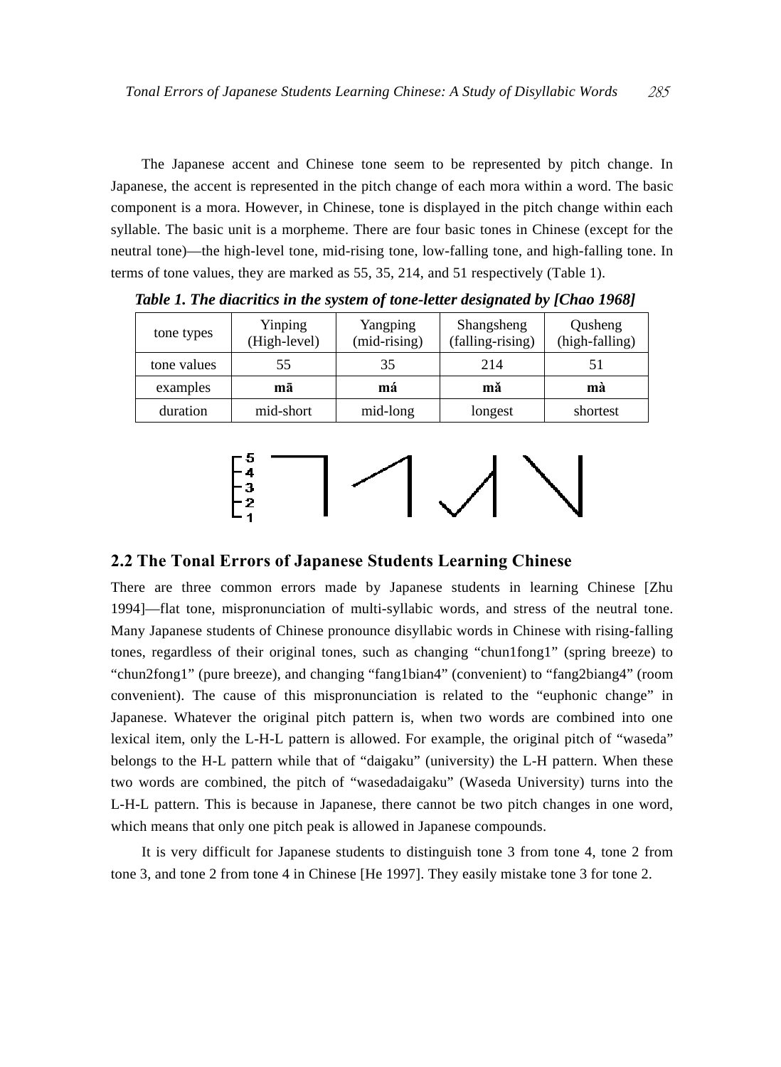The Japanese accent and Chinese tone seem to be represented by pitch change. In Japanese, the accent is represented in the pitch change of each mora within a word. The basic component is a mora. However, in Chinese, tone is displayed in the pitch change within each syllable. The basic unit is a morpheme. There are four basic tones in Chinese (except for the neutral tone)—the high-level tone, mid-rising tone, low-falling tone, and high-falling tone. In terms of tone values, they are marked as 55, 35, 214, and 51 respectively (Table 1).

***Table 1. The diacritics in the system of tone-letter designated by [Chao 1968]***

| tone types | Yinping (High-level) | Yangping (mid-rising) | Shangsheng (falling-rising) | Qusheng (high-falling) |
|---|---|---|---|---|
| tone values | 55 | 35 | 214 | 51 |
| examples | **mā** | **má** | **mǎ** | **mà** |
| duration | mid-short | mid-long | longest | shortest |

## 2.2 The Tonal Errors of Japanese Students Learning Chinese

There are three common errors made by Japanese students in learning Chinese [Zhu 1994]—flat tone, mispronunciation of multi-syllabic words, and stress of the neutral tone. Many Japanese students of Chinese pronounce disyllabic words in Chinese with rising-falling tones, regardless of their original tones, such as changing "chun1fong1" (spring breeze) to "chun2fong1" (pure breeze), and changing "fang1bian4" (convenient) to "fang2biang4" (room convenient). The cause of this mispronunciation is related to the "euphonic change" in Japanese. Whatever the original pitch pattern is, when two words are combined into one lexical item, only the L-H-L pattern is allowed. For example, the original pitch of "waseda" belongs to the H-L pattern while that of "daigaku" (university) the L-H pattern. When these two words are combined, the pitch of "wasedadaigaku" (Waseda University) turns into the L-H-L pattern. This is because in Japanese, there cannot be two pitch changes in one word, which means that only one pitch peak is allowed in Japanese compounds.

It is very difficult for Japanese students to distinguish tone 3 from tone 4, tone 2 from tone 3, and tone 2 from tone 4 in Chinese [He 1997]. They easily mistake tone 3 for tone 2.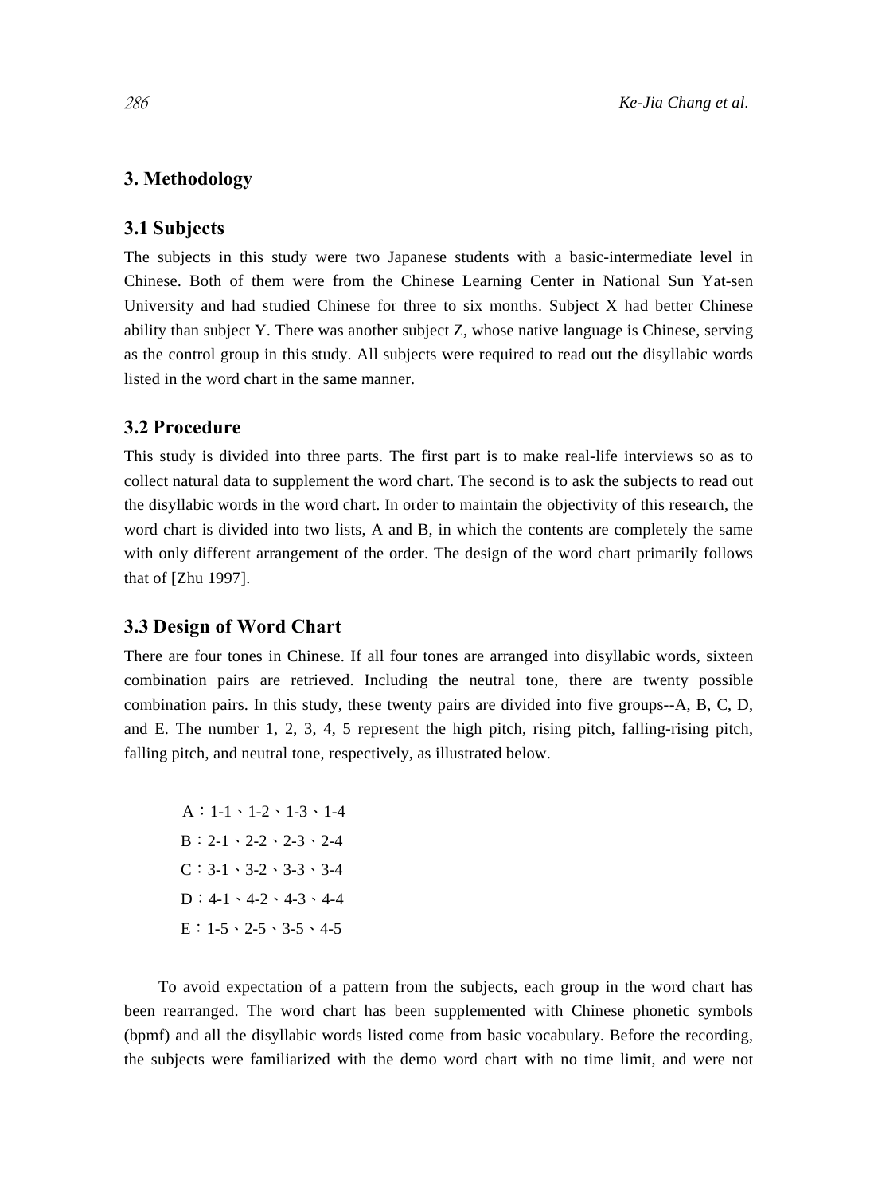## 3. Methodology

### 3.1 Subjects

The subjects in this study were two Japanese students with a basic-intermediate level in Chinese. Both of them were from the Chinese Learning Center in National Sun Yat-sen University and had studied Chinese for three to six months. Subject X had better Chinese ability than subject Y. There was another subject Z, whose native language is Chinese, serving as the control group in this study. All subjects were required to read out the disyllabic words listed in the word chart in the same manner.

### 3.2 Procedure

This study is divided into three parts. The first part is to make real-life interviews so as to collect natural data to supplement the word chart. The second is to ask the subjects to read out the disyllabic words in the word chart. In order to maintain the objectivity of this research, the word chart is divided into two lists, A and B, in which the contents are completely the same with only different arrangement of the order. The design of the word chart primarily follows that of [Zhu 1997].

### 3.3 Design of Word Chart

There are four tones in Chinese. If all four tones are arranged into disyllabic words, sixteen combination pairs are retrieved. Including the neutral tone, there are twenty possible combination pairs. In this study, these twenty pairs are divided into five groups--A, B, C, D, and E. The number 1, 2, 3, 4, 5 represent the high pitch, rising pitch, falling-rising pitch, falling pitch, and neutral tone, respectively, as illustrated below.

A：1-1、1-2、1-3、1-4

B：2-1、2-2、2-3、2-4

C：3-1、3-2、3-3、3-4

D：4-1、4-2、4-3、4-4

E：1-5、2-5、3-5、4-5

To avoid expectation of a pattern from the subjects, each group in the word chart has been rearranged. The word chart has been supplemented with Chinese phonetic symbols (bpmf) and all the disyllabic words listed come from basic vocabulary. Before the recording, the subjects were familiarized with the demo word chart with no time limit, and were not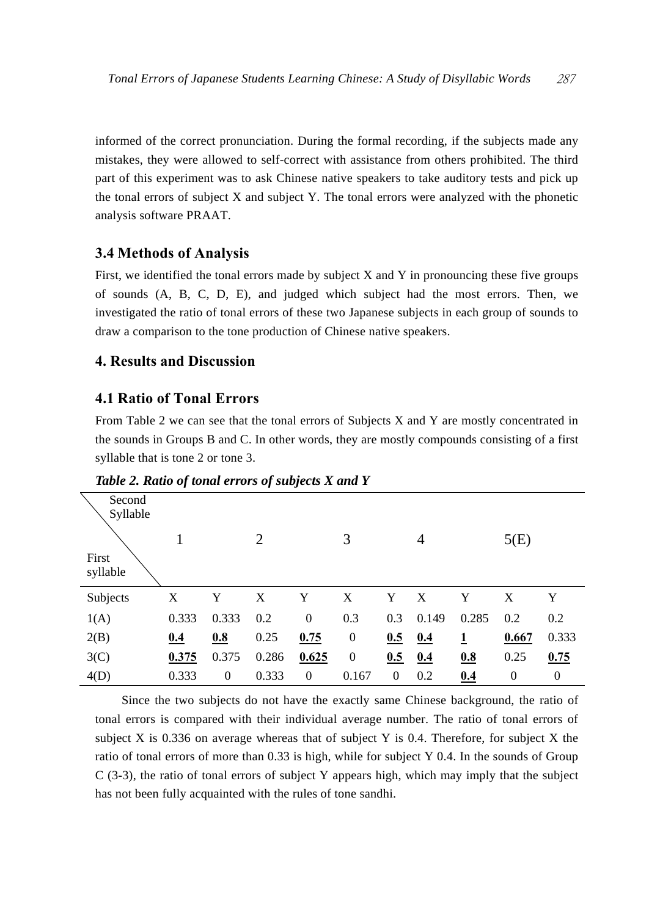informed of the correct pronunciation. During the formal recording, if the subjects made any mistakes, they were allowed to self-correct with assistance from others prohibited. The third part of this experiment was to ask Chinese native speakers to take auditory tests and pick up the tonal errors of subject X and subject Y. The tonal errors were analyzed with the phonetic analysis software PRAAT.

### 3.4 Methods of Analysis

First, we identified the tonal errors made by subject X and Y in pronouncing these five groups of sounds (A, B, C, D, E), and judged which subject had the most errors. Then, we investigated the ratio of tonal errors of these two Japanese subjects in each group of sounds to draw a comparison to the tone production of Chinese native speakers.

## 4. Results and Discussion

### 4.1 Ratio of Tonal Errors

From Table 2 we can see that the tonal errors of Subjects X and Y are mostly concentrated in the sounds in Groups B and C. In other words, they are mostly compounds consisting of a first syllable that is tone 2 or tone 3.

***Table 2. Ratio of tonal errors of subjects X and Y***

| Second Syllable / First syllable | 1 | | 2 | | 3 | | 4 | | 5(E) | |
|---|---|---|---|---|---|---|---|---|---|---|
| Subjects | X | Y | X | Y | X | Y | X | Y | X | Y |
| 1(A) | 0.333 | 0.333 | 0.2 | 0 | 0.3 | 0.3 | 0.149 | 0.285 | 0.2 | 0.2 |
| 2(B) | **0.4** | **0.8** | 0.25 | **0.75** | 0 | **0.5** | **0.4** | **1** | **0.667** | 0.333 |
| 3(C) | **0.375** | 0.375 | 0.286 | **0.625** | 0 | **0.5** | **0.4** | **0.8** | 0.25 | **0.75** |
| 4(D) | 0.333 | 0 | 0.333 | 0 | 0.167 | 0 | 0.2 | **0.4** | 0 | 0 |

Since the two subjects do not have the exactly same Chinese background, the ratio of tonal errors is compared with their individual average number. The ratio of tonal errors of subject X is 0.336 on average whereas that of subject Y is 0.4. Therefore, for subject X the ratio of tonal errors of more than 0.33 is high, while for subject Y 0.4. In the sounds of Group C (3-3), the ratio of tonal errors of subject Y appears high, which may imply that the subject has not been fully acquainted with the rules of tone sandhi.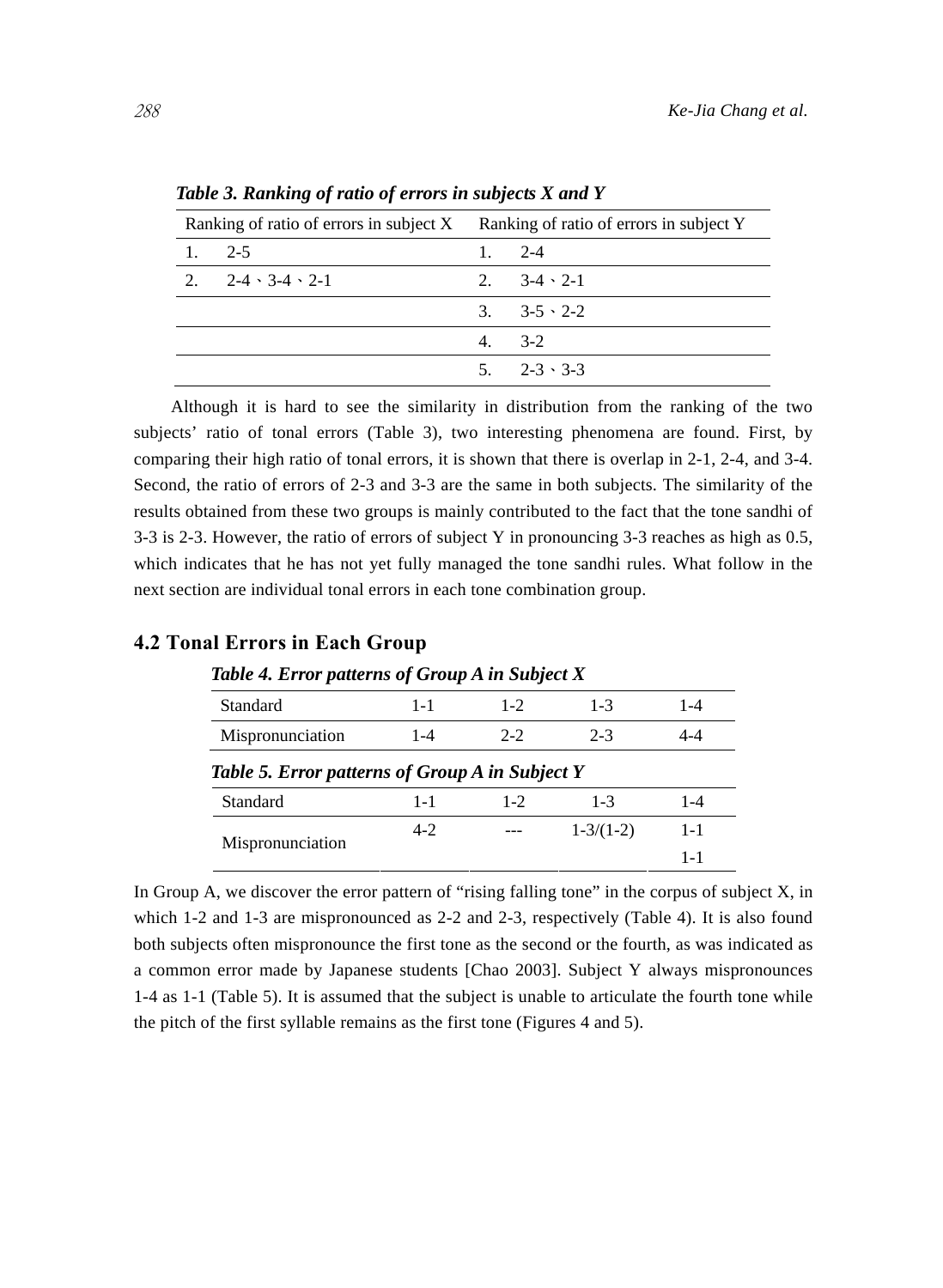***Table 3. Ranking of ratio of errors in subjects X and Y***

| Ranking of ratio of errors in subject X | Ranking of ratio of errors in subject Y |
|---|---|
| 1. 2-5 | 1. 2-4 |
| 2. 2-4、3-4、2-1 | 2. 3-4、2-1 |
| | 3. 3-5、2-2 |
| | 4. 3-2 |
| | 5. 2-3、3-3 |

Although it is hard to see the similarity in distribution from the ranking of the two subjects' ratio of tonal errors (Table 3), two interesting phenomena are found. First, by comparing their high ratio of tonal errors, it is shown that there is overlap in 2-1, 2-4, and 3-4. Second, the ratio of errors of 2-3 and 3-3 are the same in both subjects. The similarity of the results obtained from these two groups is mainly contributed to the fact that the tone sandhi of 3-3 is 2-3. However, the ratio of errors of subject Y in pronouncing 3-3 reaches as high as 0.5, which indicates that he has not yet fully managed the tone sandhi rules. What follow in the next section are individual tonal errors in each tone combination group.

## 4.2 Tonal Errors in Each Group

***Table 4. Error patterns of Group A in Subject X***

| Standard | 1-1 | 1-2 | 1-3 | 1-4 |
|---|---|---|---|---|
| Mispronunciation | 1-4 | 2-2 | 2-3 | 4-4 |

***Table 5. Error patterns of Group A in Subject Y***

| Standard | 1-1 | 1-2 | 1-3 | 1-4 |
|---|---|---|---|---|
| Mispronunciation | 4-2 | --- | 1-3/(1-2) | 1-1 |
| | | | | 1-1 |

In Group A, we discover the error pattern of "rising falling tone" in the corpus of subject X, in which 1-2 and 1-3 are mispronounced as 2-2 and 2-3, respectively (Table 4). It is also found both subjects often mispronounce the first tone as the second or the fourth, as was indicated as a common error made by Japanese students [Chao 2003]. Subject Y always mispronounces 1-4 as 1-1 (Table 5). It is assumed that the subject is unable to articulate the fourth tone while the pitch of the first syllable remains as the first tone (Figures 4 and 5).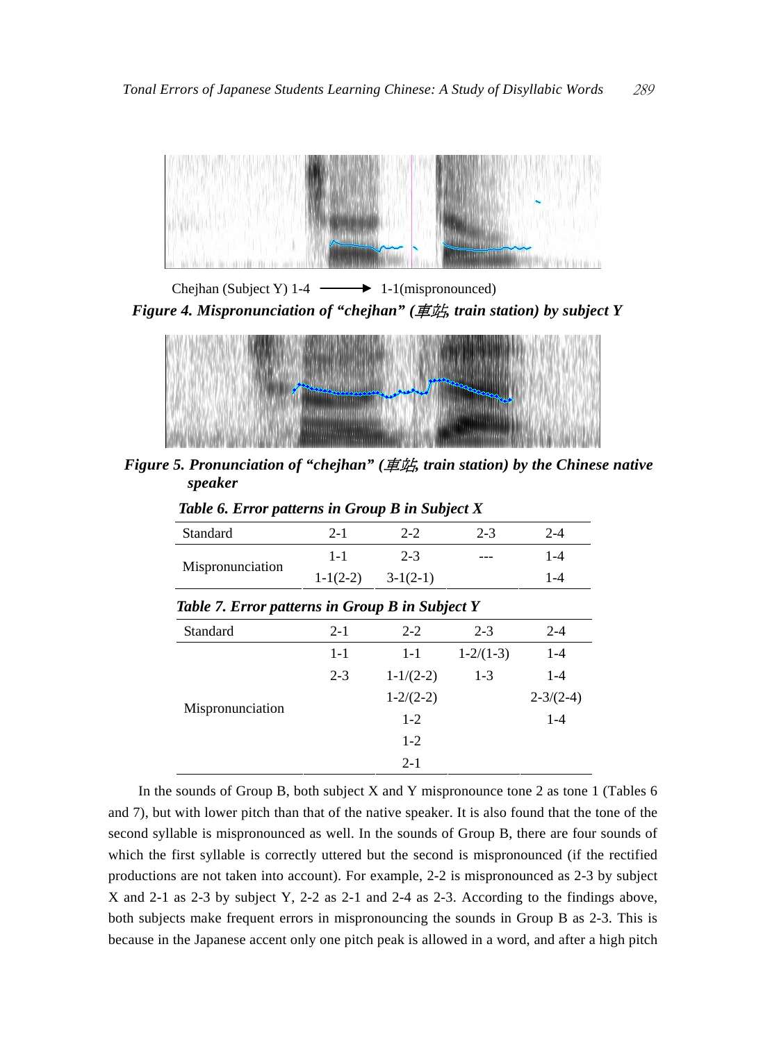Chejhan (Subject Y) 1-4 ⟶ 1-1(mispronounced)

***Figure 4. Mispronunciation of "chejhan" (車站, train station) by subject Y***

***Figure 5. Pronunciation of "chejhan" (車站, train station) by the Chinese native speaker***

***Table 6. Error patterns in Group B in Subject X***

| Standard | 2-1 | 2-2 | 2-3 | 2-4 |
|---|---|---|---|---|
| Mispronunciation | 1-1 | 2-3 | --- | 1-4 |
| | 1-1(2-2) | 3-1(2-1) | | 1-4 |

***Table 7. Error patterns in Group B in Subject Y***

| Standard | 2-1 | 2-2 | 2-3 | 2-4 |
|---|---|---|---|---|
| Mispronunciation | 1-1 | 1-1 | 1-2/(1-3) | 1-4 |
| | 2-3 | 1-1/(2-2) | 1-3 | 1-4 |
| | | 1-2/(2-2) | | 2-3/(2-4) |
| | | 1-2 | | 1-4 |
| | | 1-2 | | |
| | | 2-1 | | |

In the sounds of Group B, both subject X and Y mispronounce tone 2 as tone 1 (Tables 6 and 7), but with lower pitch than that of the native speaker. It is also found that the tone of the second syllable is mispronounced as well. In the sounds of Group B, there are four sounds of which the first syllable is correctly uttered but the second is mispronounced (if the rectified productions are not taken into account). For example, 2-2 is mispronounced as 2-3 by subject X and 2-1 as 2-3 by subject Y, 2-2 as 2-1 and 2-4 as 2-3. According to the findings above, both subjects make frequent errors in mispronouncing the sounds in Group B as 2-3. This is because in the Japanese accent only one pitch peak is allowed in a word, and after a high pitch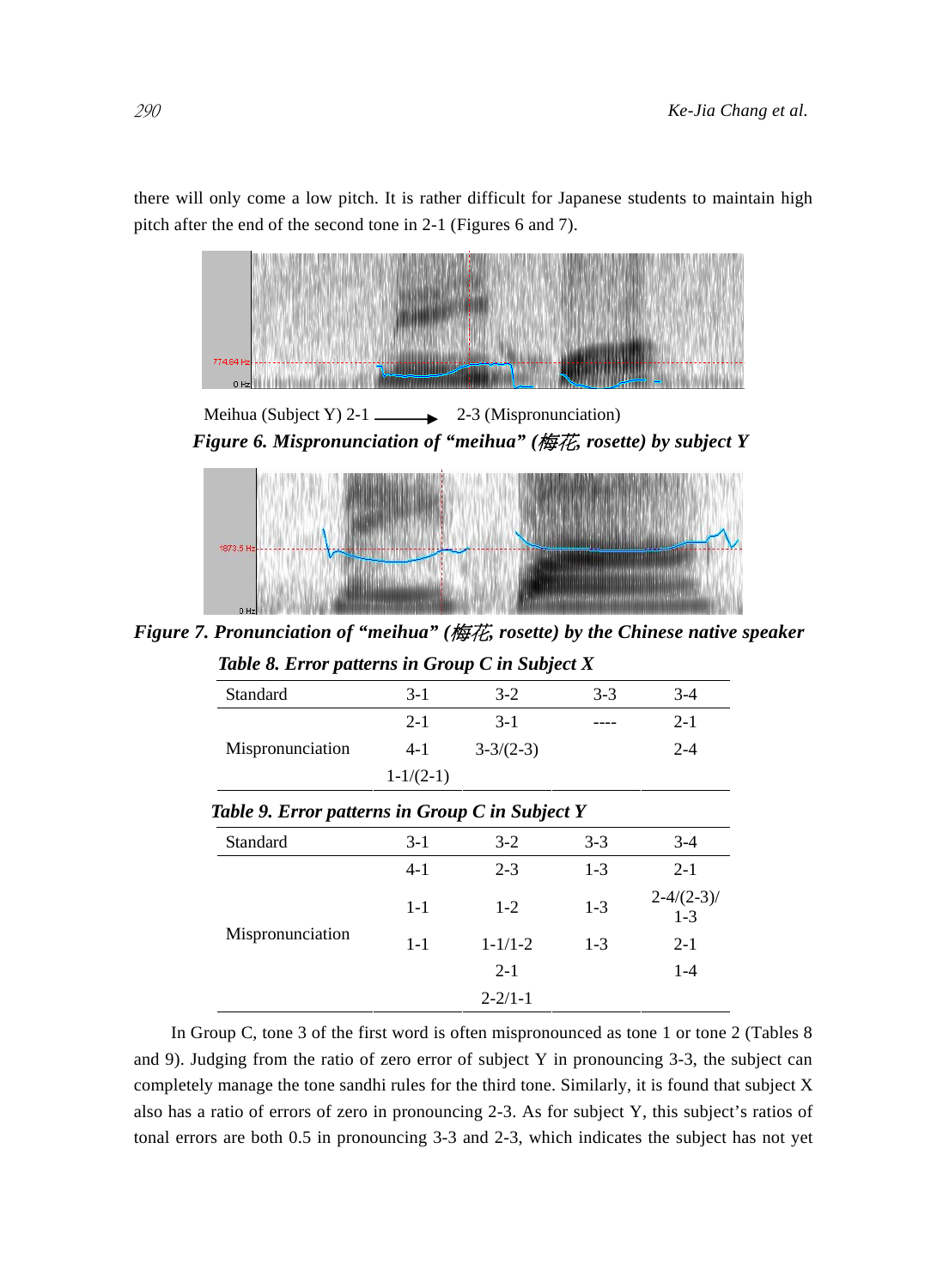there will only come a low pitch. It is rather difficult for Japanese students to maintain high pitch after the end of the second tone in 2-1 (Figures 6 and 7).

Meihua (Subject Y) 2-1 ⟶ 2-3 (Mispronunciation)

***Figure 6. Mispronunciation of "meihua" (梅花, rosette) by subject Y***

***Figure 7. Pronunciation of "meihua" (梅花, rosette) by the Chinese native speaker***

***Table 8. Error patterns in Group C in Subject X***

| Standard | 3-1 | 3-2 | 3-3 | 3-4 |
|---|---|---|---|---|
| Mispronunciation | 2-1 | 3-1 | ---- | 2-1 |
| | 4-1 | 3-3/(2-3) | | 2-4 |
| | 1-1/(2-1) | | | |

***Table 9. Error patterns in Group C in Subject Y***

| Standard | 3-1 | 3-2 | 3-3 | 3-4 |
|---|---|---|---|---|
| Mispronunciation | 4-1 | 2-3 | 1-3 | 2-1 |
| | 1-1 | 1-2 | 1-3 | 2-4/(2-3)/ 1-3 |
| | 1-1 | 1-1/1-2 | 1-3 | 2-1 |
| | | 2-1 | | 1-4 |
| | | 2-2/1-1 | | |

In Group C, tone 3 of the first word is often mispronounced as tone 1 or tone 2 (Tables 8 and 9). Judging from the ratio of zero error of subject Y in pronouncing 3-3, the subject can completely manage the tone sandhi rules for the third tone. Similarly, it is found that subject X also has a ratio of errors of zero in pronouncing 2-3. As for subject Y, this subject's ratios of tonal errors are both 0.5 in pronouncing 3-3 and 2-3, which indicates the subject has not yet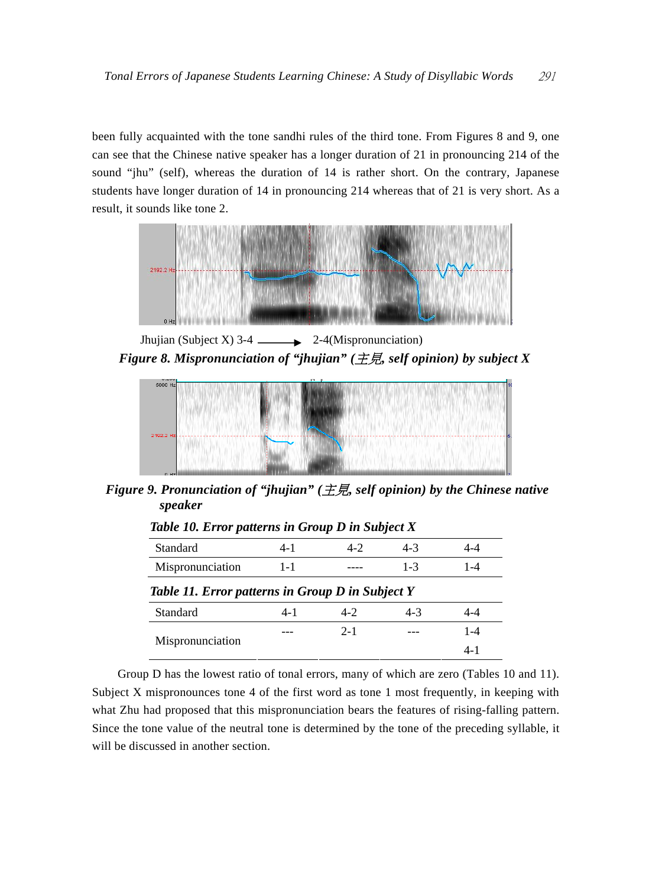been fully acquainted with the tone sandhi rules of the third tone. From Figures 8 and 9, one can see that the Chinese native speaker has a longer duration of 21 in pronouncing 214 of the sound “jhu” (self), whereas the duration of 14 is rather short. On the contrary, Japanese students have longer duration of 14 in pronouncing 214 whereas that of 21 is very short. As a result, it sounds like tone 2.

Jhujian (Subject X) 3-4 ⟶ 2-4(Mispronunciation)

***Figure 8. Mispronunciation of “jhujian” (主見, self opinion) by subject X***

***Figure 9. Pronunciation of “jhujian” (主見, self opinion) by the Chinese native speaker***

***Table 10. Error patterns in Group D in Subject X***

| Standard | 4-1 | 4-2 | 4-3 | 4-4 |
|---|---|---|---|---|
| Mispronunciation | 1-1 | ---- | 1-3 | 1-4 |

***Table 11. Error patterns in Group D in Subject Y***

| Standard | 4-1 | 4-2 | 4-3 | 4-4 |
|---|---|---|---|---|
| Mispronunciation | --- | 2-1 | --- | 1-4 |
| | | | | 4-1 |

Group D has the lowest ratio of tonal errors, many of which are zero (Tables 10 and 11). Subject X mispronounces tone 4 of the first word as tone 1 most frequently, in keeping with what Zhu had proposed that this mispronunciation bears the features of rising-falling pattern. Since the tone value of the neutral tone is determined by the tone of the preceding syllable, it will be discussed in another section.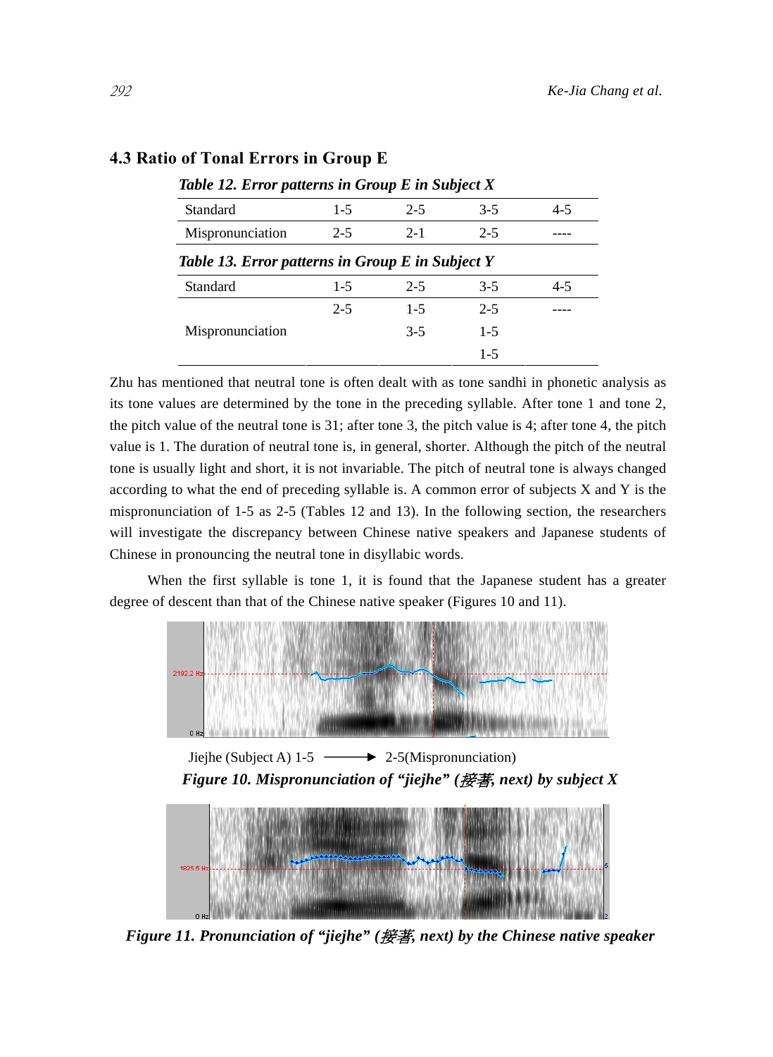### 4.3 Ratio of Tonal Errors in Group E

***Table 12. Error patterns in Group E in Subject X***

| Standard | 1-5 | 2-5 | 3-5 | 4-5 |
|---|---|---|---|---|
| Mispronunciation | 2-5 | 2-1 | 2-5 | ---- |

***Table 13. Error patterns in Group E in Subject Y***

| Standard | 1-5 | 2-5 | 3-5 | 4-5 |
|---|---|---|---|---|
| Mispronunciation | 2-5 | 1-5 | 2-5 | ---- |
| | | 3-5 | 1-5 | |
| | | | 1-5 | |

Zhu has mentioned that neutral tone is often dealt with as tone sandhi in phonetic analysis as its tone values are determined by the tone in the preceding syllable. After tone 1 and tone 2, the pitch value of the neutral tone is 31; after tone 3, the pitch value is 4; after tone 4, the pitch value is 1. The duration of neutral tone is, in general, shorter. Although the pitch of the neutral tone is usually light and short, it is not invariable. The pitch of neutral tone is always changed according to what the end of preceding syllable is. A common error of subjects X and Y is the mispronunciation of 1-5 as 2-5 (Tables 12 and 13). In the following section, the researchers will investigate the discrepancy between Chinese native speakers and Japanese students of Chinese in pronouncing the neutral tone in disyllabic words.

When the first syllable is tone 1, it is found that the Japanese student has a greater degree of descent than that of the Chinese native speaker (Figures 10 and 11).

Jiejhe (Subject A) 1-5 ⟶ 2-5(Mispronunciation)

***Figure 10. Mispronunciation of "jiejhe" (接著, next) by subject X***

***Figure 11. Pronunciation of "jiejhe" (接著, next) by the Chinese native speaker***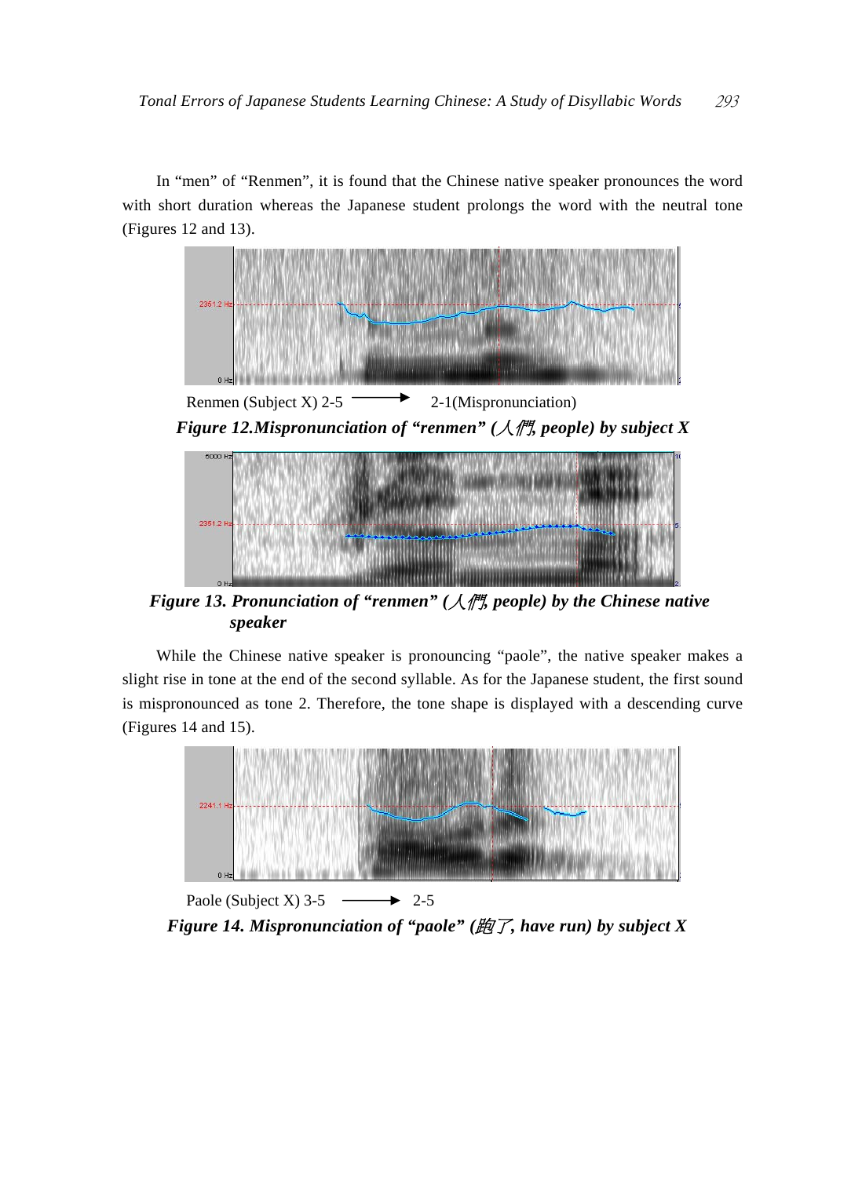In "men" of "Renmen", it is found that the Chinese native speaker pronounces the word with short duration whereas the Japanese student prolongs the word with the neutral tone (Figures 12 and 13).

Renmen (Subject X) 2-5 ⟶ 2-1(Mispronunciation)

***Figure 12.Mispronunciation of "renmen" (人們, people) by subject X***

***Figure 13. Pronunciation of "renmen" (人們, people) by the Chinese native speaker***

While the Chinese native speaker is pronouncing "paole", the native speaker makes a slight rise in tone at the end of the second syllable. As for the Japanese student, the first sound is mispronounced as tone 2. Therefore, the tone shape is displayed with a descending curve (Figures 14 and 15).

Paole (Subject X) 3-5 ⟶ 2-5

***Figure 14. Mispronunciation of "paole" (跑了, have run) by subject X***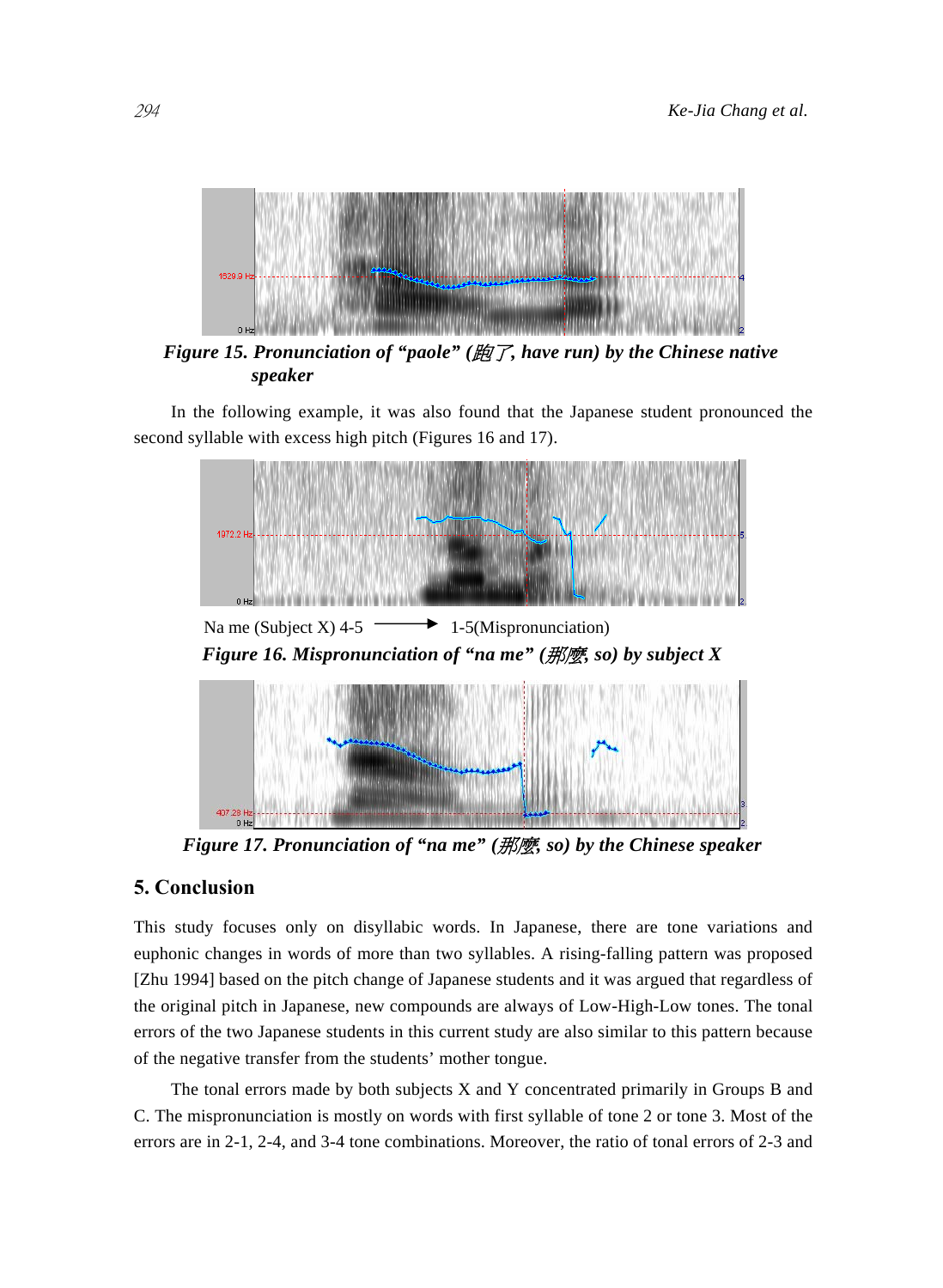*Figure 15. Pronunciation of "paole" (跑了, have run) by the Chinese native speaker*

In the following example, it was also found that the Japanese student pronounced the second syllable with excess high pitch (Figures 16 and 17).

Na me (Subject X) 4-5 ⟶ 1-5(Mispronunciation)

*Figure 16. Mispronunciation of "na me" (那麼, so) by subject X*

*Figure 17. Pronunciation of "na me" (那麼, so) by the Chinese speaker*

## 5. Conclusion

This study focuses only on disyllabic words. In Japanese, there are tone variations and euphonic changes in words of more than two syllables. A rising-falling pattern was proposed [Zhu 1994] based on the pitch change of Japanese students and it was argued that regardless of the original pitch in Japanese, new compounds are always of Low-High-Low tones. The tonal errors of the two Japanese students in this current study are also similar to this pattern because of the negative transfer from the students' mother tongue.

The tonal errors made by both subjects X and Y concentrated primarily in Groups B and C. The mispronunciation is mostly on words with first syllable of tone 2 or tone 3. Most of the errors are in 2-1, 2-4, and 3-4 tone combinations. Moreover, the ratio of tonal errors of 2-3 and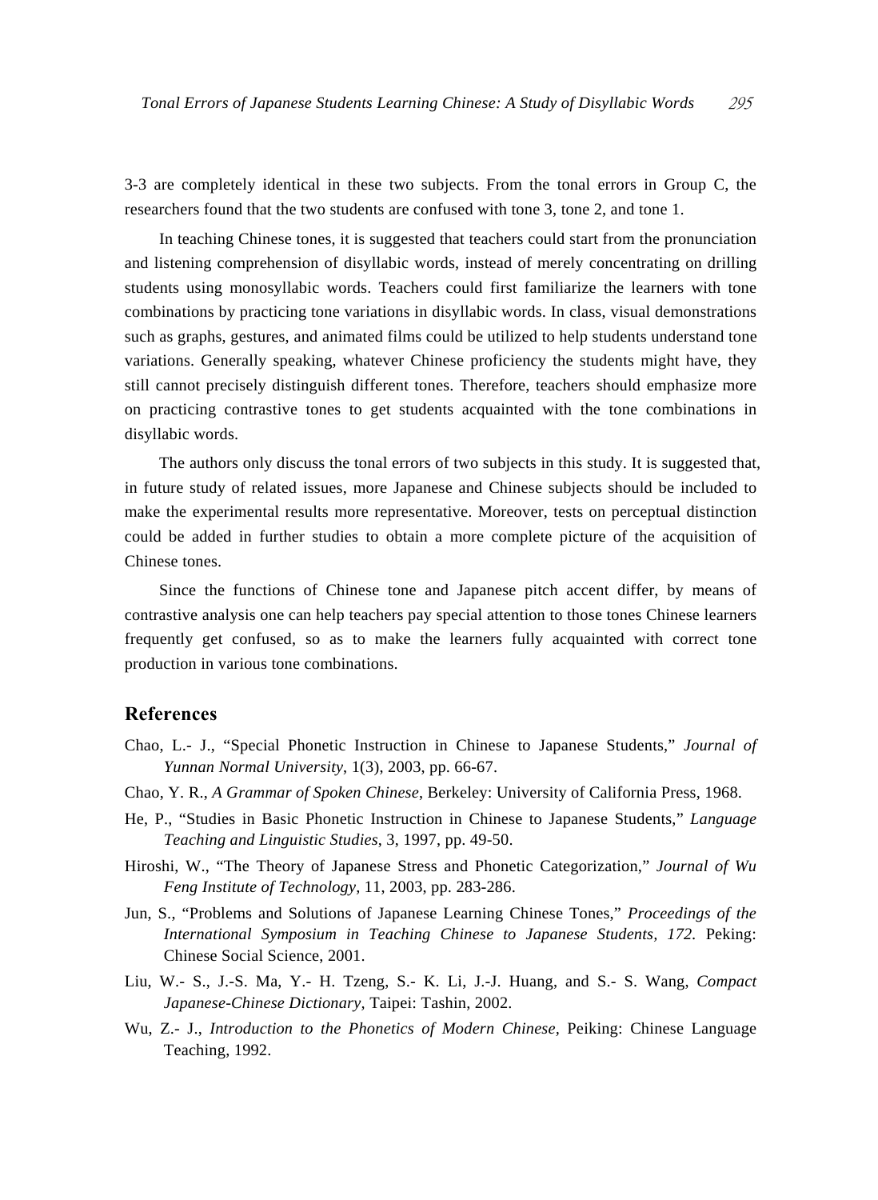3-3 are completely identical in these two subjects. From the tonal errors in Group C, the researchers found that the two students are confused with tone 3, tone 2, and tone 1.

In teaching Chinese tones, it is suggested that teachers could start from the pronunciation and listening comprehension of disyllabic words, instead of merely concentrating on drilling students using monosyllabic words. Teachers could first familiarize the learners with tone combinations by practicing tone variations in disyllabic words. In class, visual demonstrations such as graphs, gestures, and animated films could be utilized to help students understand tone variations. Generally speaking, whatever Chinese proficiency the students might have, they still cannot precisely distinguish different tones. Therefore, teachers should emphasize more on practicing contrastive tones to get students acquainted with the tone combinations in disyllabic words.

The authors only discuss the tonal errors of two subjects in this study. It is suggested that, in future study of related issues, more Japanese and Chinese subjects should be included to make the experimental results more representative. Moreover, tests on perceptual distinction could be added in further studies to obtain a more complete picture of the acquisition of Chinese tones.

Since the functions of Chinese tone and Japanese pitch accent differ, by means of contrastive analysis one can help teachers pay special attention to those tones Chinese learners frequently get confused, so as to make the learners fully acquainted with correct tone production in various tone combinations.

## References

Chao, L.- J., "Special Phonetic Instruction in Chinese to Japanese Students," *Journal of Yunnan Normal University*, 1(3), 2003, pp. 66-67.

Chao, Y. R., *A Grammar of Spoken Chinese*, Berkeley: University of California Press, 1968.

He, P., "Studies in Basic Phonetic Instruction in Chinese to Japanese Students," *Language Teaching and Linguistic Studies*, 3, 1997, pp. 49-50.

Hiroshi, W., "The Theory of Japanese Stress and Phonetic Categorization," *Journal of Wu Feng Institute of Technology*, 11, 2003, pp. 283-286.

Jun, S., "Problems and Solutions of Japanese Learning Chinese Tones," *Proceedings of the International Symposium in Teaching Chinese to Japanese Students, 172*. Peking: Chinese Social Science, 2001.

Liu, W.- S., J.-S. Ma, Y.- H. Tzeng, S.- K. Li, J.-J. Huang, and S.- S. Wang, *Compact Japanese-Chinese Dictionary*, Taipei: Tashin, 2002.

Wu, Z.- J., *Introduction to the Phonetics of Modern Chinese*, Peiking: Chinese Language Teaching, 1992.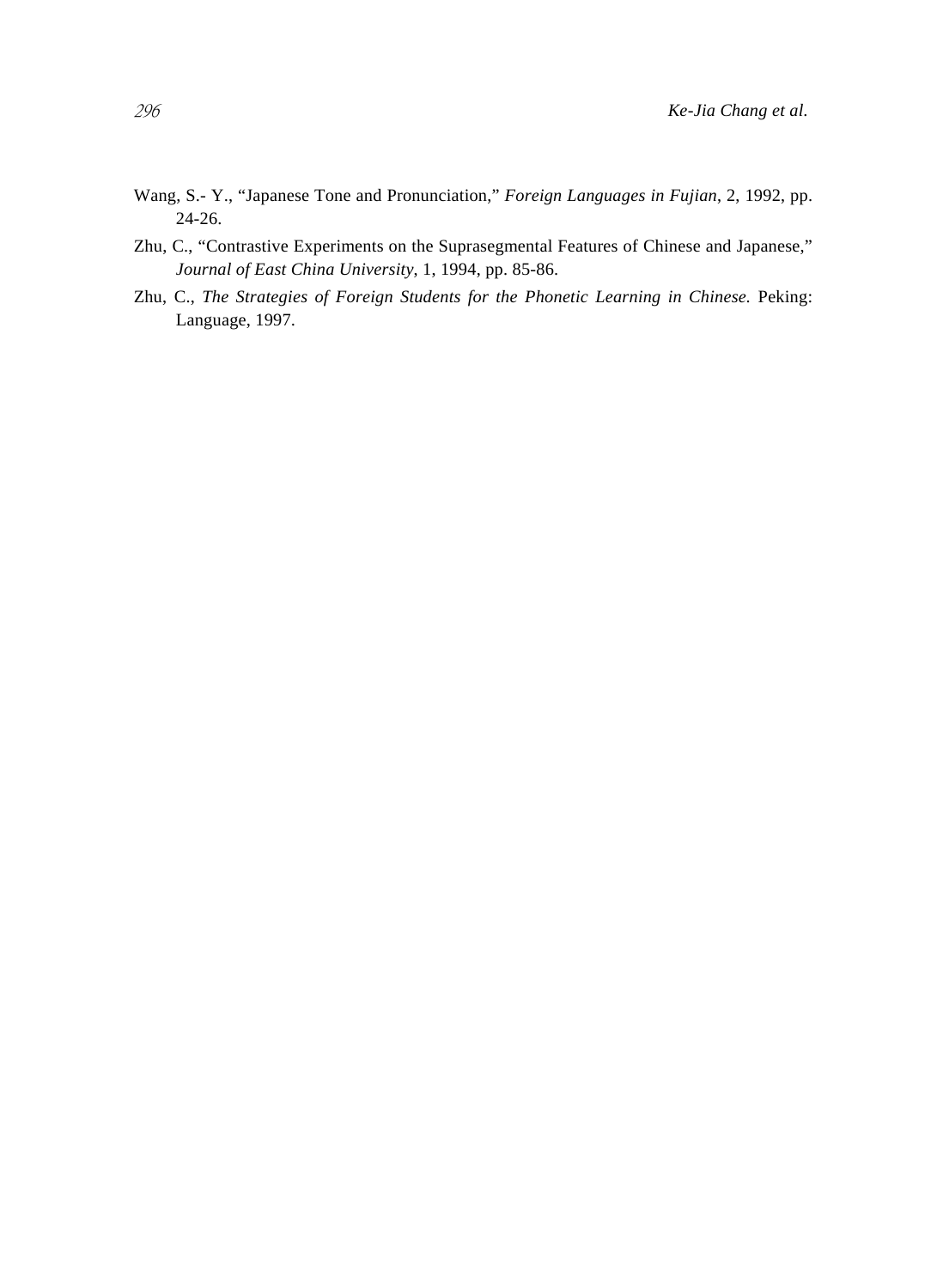Wang, S.- Y., "Japanese Tone and Pronunciation," *Foreign Languages in Fujian*, 2, 1992, pp. 24-26.

Zhu, C., "Contrastive Experiments on the Suprasegmental Features of Chinese and Japanese," *Journal of East China University*, 1, 1994, pp. 85-86.

Zhu, C., *The Strategies of Foreign Students for the Phonetic Learning in Chinese.* Peking: Language, 1997.